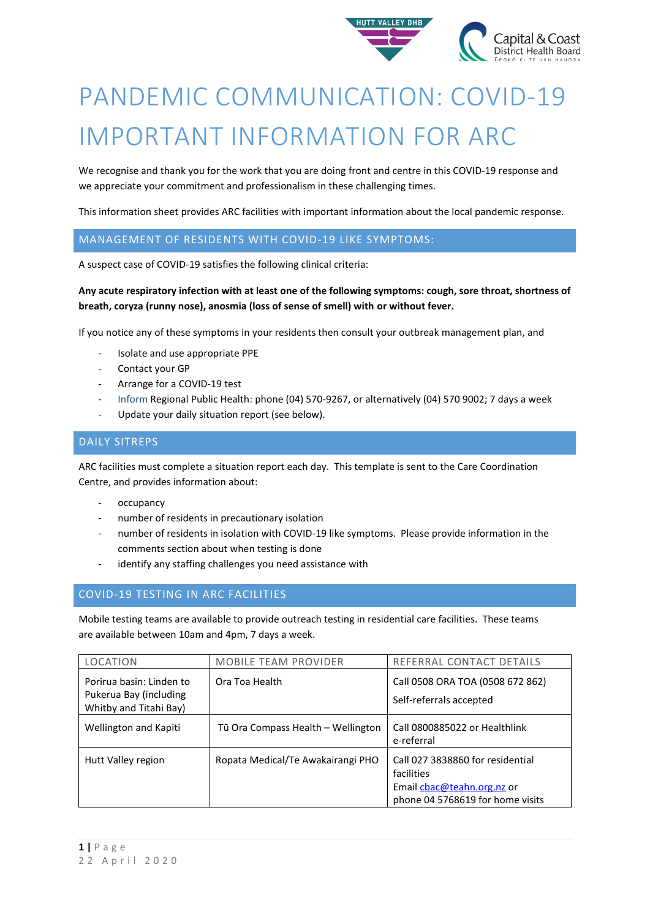# PANDEMIC COMMUNICATION: COVID-19 IMPORTANT INFORMATION FOR ARC

We recognise and thank you for the work that you are doing front and centre in this COVID-19 response and we appreciate your commitment and professionalism in these challenging times.

This information sheet provides ARC facilities with important information about the local pandemic response.

## MANAGEMENT OF RESIDENTS WITH COVID-19 LIKE SYMPTOMS:

A suspect case of COVID-19 satisfies the following clinical criteria:

**Any acute respiratory infection with at least one of the following symptoms: cough, sore throat, shortness of breath, coryza (runny nose), anosmia (loss of sense of smell) with or without fever.**

If you notice any of these symptoms in your residents then consult your outbreak management plan, and

- Isolate and use appropriate PPE
- Contact your GP
- Arrange for a COVID-19 test
- Inform Regional Public Health: phone (04) 570-9267, or alternatively (04) 570 9002; 7 days a week
- Update your daily situation report (see below).

## DAILY SITREPS

ARC facilities must complete a situation report each day. This template is sent to the Care Coordination Centre, and provides information about:

- occupancy
- number of residents in precautionary isolation
- number of residents in isolation with COVID-19 like symptoms. Please provide information in the comments section about when testing is done
- identify any staffing challenges you need assistance with

## COVID-19 TESTING IN ARC FACILITIES

Mobile testing teams are available to provide outreach testing in residential care facilities. These teams are available between 10am and 4pm, 7 days a week.

| LOCATION | MOBILE TEAM PROVIDER | REFERRAL CONTACT DETAILS |
|---|---|---|
| Porirua basin: Linden to Pukerua Bay (including Whitby and Titahi Bay) | Ora Toa Health | Call 0508 ORA TOA (0508 672 862)<br>Self-referrals accepted |
| Wellington and Kapiti | Tū Ora Compass Health – Wellington | Call 0800885022 or Healthlink e-referral |
| Hutt Valley region | Ropata Medical/Te Awakairangi PHO | Call 027 3838860 for residential facilities<br>Email cbac@teahn.org.nz or phone 04 5768619 for home visits |

22 April 2020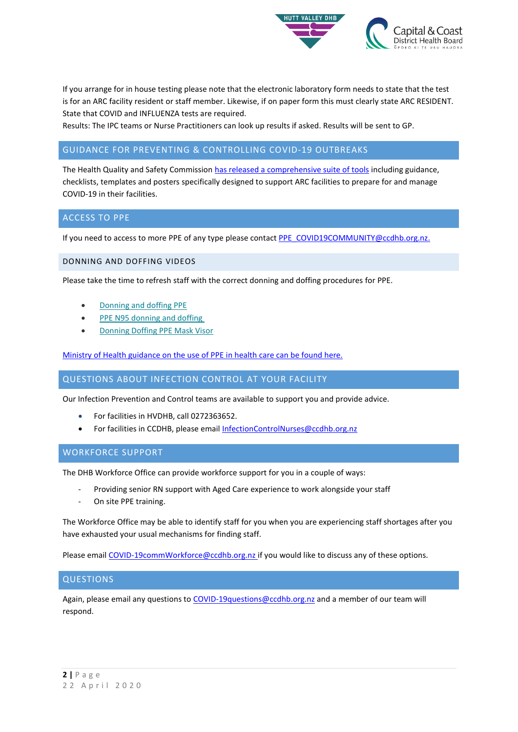If you arrange for in house testing please note that the electronic laboratory form needs to state that the test is for an ARC facility resident or staff member. Likewise, if on paper form this must clearly state ARC RESIDENT. State that COVID and INFLUENZA tests are required.

Results: The IPC teams or Nurse Practitioners can look up results if asked. Results will be sent to GP.

## GUIDANCE FOR PREVENTING & CONTROLLING COVID-19 OUTBREAKS

The Health Quality and Safety Commission has released a comprehensive suite of tools including guidance, checklists, templates and posters specifically designed to support ARC facilities to prepare for and manage COVID-19 in their facilities.

## ACCESS TO PPE

If you need to access to more PPE of any type please contact PPE_COVID19COMMUNITY@ccdhb.org.nz.

### DONNING AND DOFFING VIDEOS

Please take the time to refresh staff with the correct donning and doffing procedures for PPE.

- Donning and doffing PPE
- PPE N95 donning and doffing
- Donning Doffing PPE Mask Visor

Ministry of Health guidance on the use of PPE in health care can be found here.

## QUESTIONS ABOUT INFECTION CONTROL AT YOUR FACILITY

Our Infection Prevention and Control teams are available to support you and provide advice.

- For facilities in HVDHB, call 0272363652.
- For facilities in CCDHB, please email InfectionControlNurses@ccdhb.org.nz

## WORKFORCE SUPPORT

The DHB Workforce Office can provide workforce support for you in a couple of ways:

- Providing senior RN support with Aged Care experience to work alongside your staff
- On site PPE training.

The Workforce Office may be able to identify staff for you when you are experiencing staff shortages after you have exhausted your usual mechanisms for finding staff.

Please email COVID-19commWorkforce@ccdhb.org.nz if you would like to discuss any of these options.

## QUESTIONS

Again, please email any questions to COVID-19questions@ccdhb.org.nz and a member of our team will respond.